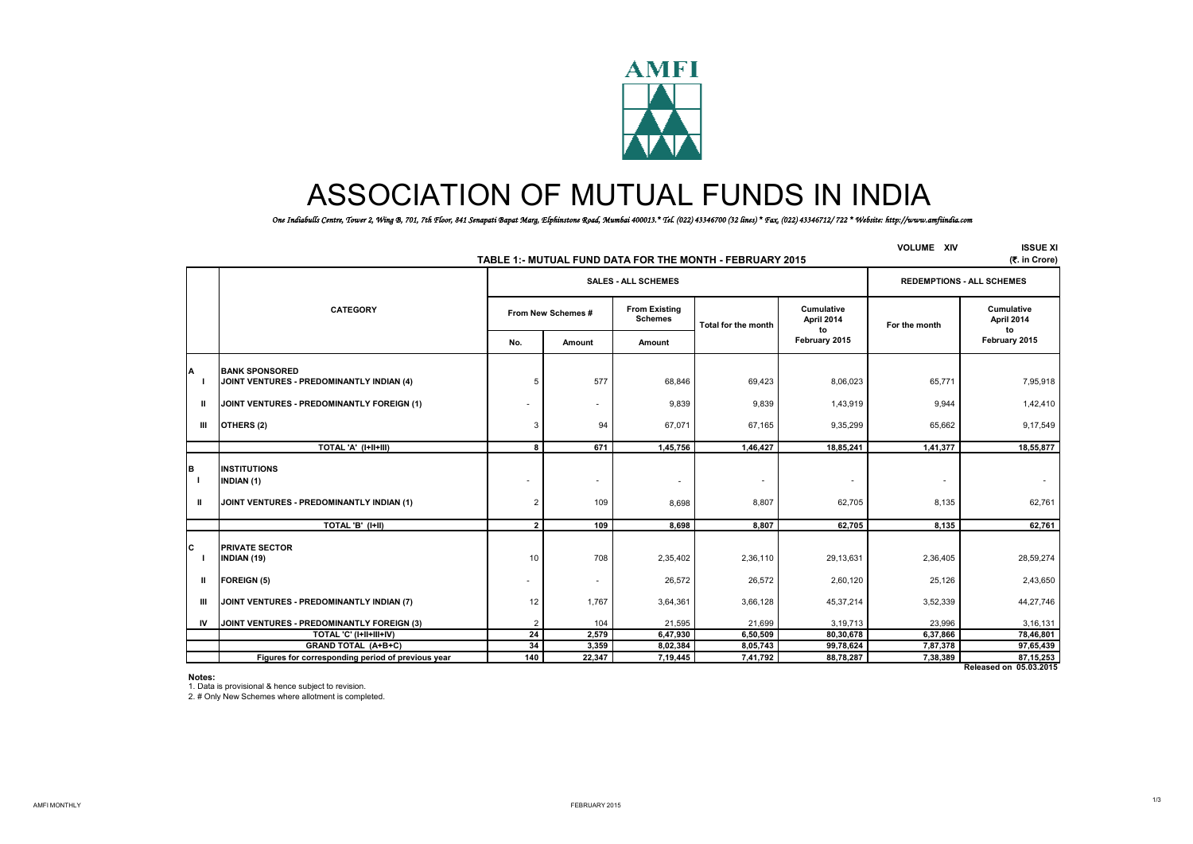# ASSOCIATION OF MUTUAL FUNDS IN INDIA

*One Indiabulls Centre, Tower 2, Wing B, 701, 7th Floor, 841 Senapati Bapat Marg, Elphinstone Road, Mumbai 400013.* Tel. (022) 43346700 (32 lines) * Fax, (022) 43346712/ 722 * Website: http://www.amfiindia.com*

VOLUME XIV ISSUE XI

## TABLE 1:- MUTUAL FUND DATA FOR THE MONTH - FEBRUARY 2015

(₹. in Crore)

| | CATEGORY | SALES - ALL SCHEMES | | | | | REDEMPTIONS - ALL SCHEMES | |
|---|---|---|---|---|---|---|---|---|
| | | From New Schemes # | | From Existing Schemes | Total for the month | Cumulative April 2014 to February 2015 | For the month | Cumulative April 2014 to February 2015 |
| | | No. | Amount | Amount | | | | |
| **A** | **BANK SPONSORED** | | | | | | | |
| I | JOINT VENTURES - PREDOMINANTLY INDIAN (4) | 5 | 577 | 68,846 | 69,423 | 8,06,023 | 65,771 | 7,95,918 |
| II | JOINT VENTURES - PREDOMINANTLY FOREIGN (1) | - | - | 9,839 | 9,839 | 1,43,919 | 9,944 | 1,42,410 |
| III | OTHERS (2) | 3 | 94 | 67,071 | 67,165 | 9,35,299 | 65,662 | 9,17,549 |
| | **TOTAL 'A' (I+II+III)** | **8** | **671** | **1,45,756** | **1,46,427** | **18,85,241** | **1,41,377** | **18,55,877** |
| **B** | **INSTITUTIONS** | | | | | | | |
| I | INDIAN (1) | - | - | - | - | - | - | - |
| II | JOINT VENTURES - PREDOMINANTLY INDIAN (1) | 2 | 109 | 8,698 | 8,807 | 62,705 | 8,135 | 62,761 |
| | **TOTAL 'B' (I+II)** | **2** | **109** | **8,698** | **8,807** | **62,705** | **8,135** | **62,761** |
| **C** | **PRIVATE SECTOR** | | | | | | | |
| I | INDIAN (19) | 10 | 708 | 2,35,402 | 2,36,110 | 29,13,631 | 2,36,405 | 28,59,274 |
| II | FOREIGN (5) | - | - | 26,572 | 26,572 | 2,60,120 | 25,126 | 2,43,650 |
| III | JOINT VENTURES - PREDOMINANTLY INDIAN (7) | 12 | 1,767 | 3,64,361 | 3,66,128 | 45,37,214 | 3,52,339 | 44,27,746 |
| IV | JOINT VENTURES - PREDOMINANTLY FOREIGN (3) | 2 | 104 | 21,595 | 21,699 | 3,19,713 | 23,996 | 3,16,131 |
| | **TOTAL 'C' (I+II+III+IV)** | **24** | **2,579** | **6,47,930** | **6,50,509** | **80,30,678** | **6,37,866** | **78,46,801** |
| | **GRAND TOTAL (A+B+C)** | **34** | **3,359** | **8,02,384** | **8,05,743** | **99,78,624** | **7,87,378** | **97,65,439** |
| | **Figures for corresponding period of previous year** | **140** | **22,347** | **7,19,445** | **7,41,792** | **88,78,287** | **7,38,389** | **87,15,253** |

**Released on 05.03.2015**

**Notes:**

1. Data is provisional & hence subject to revision.
2. # Only New Schemes where allotment is completed.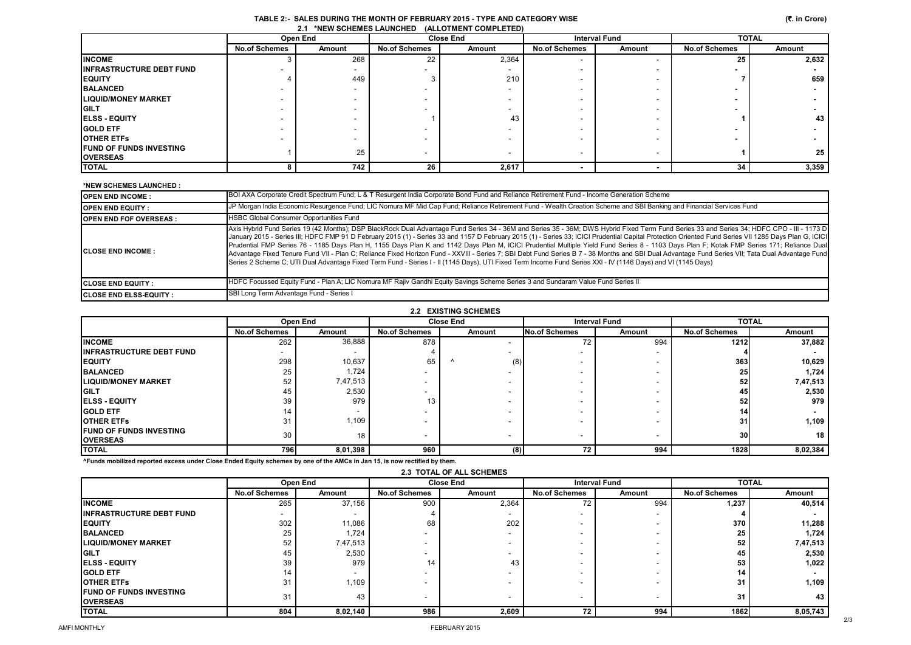## TABLE 2:- SALES DURING THE MONTH OF FEBRUARY 2015 - TYPE AND CATEGORY WISE

(₹. in Crore)

### 2.1 *NEW SCHEMES LAUNCHED (ALLOTMENT COMPLETED)

| | Open End | | Close End | | Interval Fund | | TOTAL | |
|---|---|---|---|---|---|---|---|---|
| | No.of Schemes | Amount | No.of Schemes | Amount | No.of Schemes | Amount | No.of Schemes | Amount |
| INCOME | 3 | 268 | 22 | 2,364 | - | - | 25 | 2,632 |
| INFRASTRUCTURE DEBT FUND | - | - | - | - | - | - | - | - |
| EQUITY | 4 | 449 | 3 | 210 | - | - | 7 | 659 |
| BALANCED | - | - | - | - | - | - | - | - |
| LIQUID/MONEY MARKET | - | - | - | - | - | - | - | - |
| GILT | - | - | - | - | - | - | - | - |
| ELSS - EQUITY | - | - | 1 | 43 | - | - | 1 | 43 |
| GOLD ETF | - | - | - | - | - | - | - | - |
| OTHER ETFs | - | - | - | - | - | - | - | - |
| FUND OF FUNDS INVESTING OVERSEAS | 1 | 25 | - | - | - | - | 1 | 25 |
| TOTAL | 8 | 742 | 26 | 2,617 | - | - | 34 | 3,359 |

**\*NEW SCHEMES LAUNCHED :**

| | |
|---|---|
| OPEN END INCOME : | BOI AXA Corporate Credit Spectrum Fund; L & T Resurgent India Corporate Bond Fund and Reliance Retirement Fund - Income Generation Scheme |
| OPEN END EQUITY : | JP Morgan India Economic Resurgence Fund; LIC Nomura MF Mid Cap Fund; Reliance Retirement Fund - Wealth Creation Scheme and SBI Banking and Financial Services Fund |
| OPEN END FOF OVERSEAS : | HSBC Global Consumer Opportunities Fund |
| CLOSE END INCOME : | Axis Hybrid Fund Series 19 (42 Months); DSP BlackRock Dual Advantage Fund Series 34 - 36M and Series 35 - 36M; DWS Hybrid Fixed Term Fund Series 33 and Series 34; HDFC CPO - III - 1173 D January 2015 - Series III; HDFC FMP 91 D February 2015 (1) - Series 33 and 1157 D February 2015 (1) - Series 33; ICICI Prudential Capital Protection Oriented Fund Series VII 1285 Days Plan G, ICICI Prudential FMP Series 76 - 1185 Days Plan H, 1155 Days Plan K and 1142 Days Plan M, ICICI Prudential Multiple Yield Fund Series 8 - 1103 Days Plan F; Kotak FMP Series 171; Reliance Dual Advantage Fixed Tenure Fund VII - Plan C; Reliance Fixed Horizon Fund - XXVIII - Series 7; SBI Debt Fund Series B 7 - 38 Months and SBI Dual Advantage Fund Series VII; Tata Dual Advantage Fund Series 2 Scheme C; UTI Dual Advantage Fixed Term Fund - Series I - II (1145 Days), UTI Fixed Term Income Fund Series XXI - IV (1146 Days) and VI (1145 Days) |
| CLOSE END EQUITY : | HDFC Focussed Equity Fund - Plan A; LIC Nomura MF Rajiv Gandhi Equity Savings Scheme Series 3 and Sundaram Value Fund Series II |
| CLOSE END ELSS-EQUITY : | SBI Long Term Advantage Fund - Series I |

### 2.2 EXISTING SCHEMES

| | Open End | | Close End | | Interval Fund | | TOTAL | |
|---|---|---|---|---|---|---|---|---|
| | No.of Schemes | Amount | No.of Schemes | Amount | No.of Schemes | Amount | No.of Schemes | Amount |
| INCOME | 262 | 36,888 | 878 | - | 72 | 994 | 1212 | 37,882 |
| INFRASTRUCTURE DEBT FUND | - | - | 4 | - | - | - | 4 | - |
| EQUITY | 298 | 10,637 | 65 | ^ (8) | - | - | 363 | 10,629 |
| BALANCED | 25 | 1,724 | - | - | - | - | 25 | 1,724 |
| LIQUID/MONEY MARKET | 52 | 7,47,513 | - | - | - | - | 52 | 7,47,513 |
| GILT | 45 | 2,530 | - | - | - | - | 45 | 2,530 |
| ELSS - EQUITY | 39 | 979 | 13 | - | - | - | 52 | 979 |
| GOLD ETF | 14 | - | - | - | - | - | 14 | - |
| OTHER ETFs | 31 | 1,109 | - | - | - | - | 31 | 1,109 |
| FUND OF FUNDS INVESTING OVERSEAS | 30 | 18 | - | - | - | - | 30 | 18 |
| TOTAL | 796 | 8,01,398 | 960 | (8) | 72 | 994 | 1828 | 8,02,384 |

^Funds mobilized reported excess under Close Ended Equity schemes by one of the AMCs in Jan 15, is now rectified by them.

### 2.3 TOTAL OF ALL SCHEMES

| | Open End | | Close End | | Interval Fund | | TOTAL | |
|---|---|---|---|---|---|---|---|---|
| | No.of Schemes | Amount | No.of Schemes | Amount | No.of Schemes | Amount | No.of Schemes | Amount |
| INCOME | 265 | 37,156 | 900 | 2,364 | 72 | 994 | 1,237 | 40,514 |
| INFRASTRUCTURE DEBT FUND | - | - | 4 | - | - | - | 4 | - |
| EQUITY | 302 | 11,086 | 68 | 202 | - | - | 370 | 11,288 |
| BALANCED | 25 | 1,724 | - | - | - | - | 25 | 1,724 |
| LIQUID/MONEY MARKET | 52 | 7,47,513 | - | - | - | - | 52 | 7,47,513 |
| GILT | 45 | 2,530 | - | - | - | - | 45 | 2,530 |
| ELSS - EQUITY | 39 | 979 | 14 | 43 | - | - | 53 | 1,022 |
| GOLD ETF | 14 | - | - | - | - | - | 14 | - |
| OTHER ETFs | 31 | 1,109 | - | - | - | - | 31 | 1,109 |
| FUND OF FUNDS INVESTING OVERSEAS | 31 | 43 | - | - | - | - | 31 | 43 |
| TOTAL | 804 | 8,02,140 | 986 | 2,609 | 72 | 994 | 1862 | 8,05,743 |

AMFI MONTHLY FEBRUARY 2015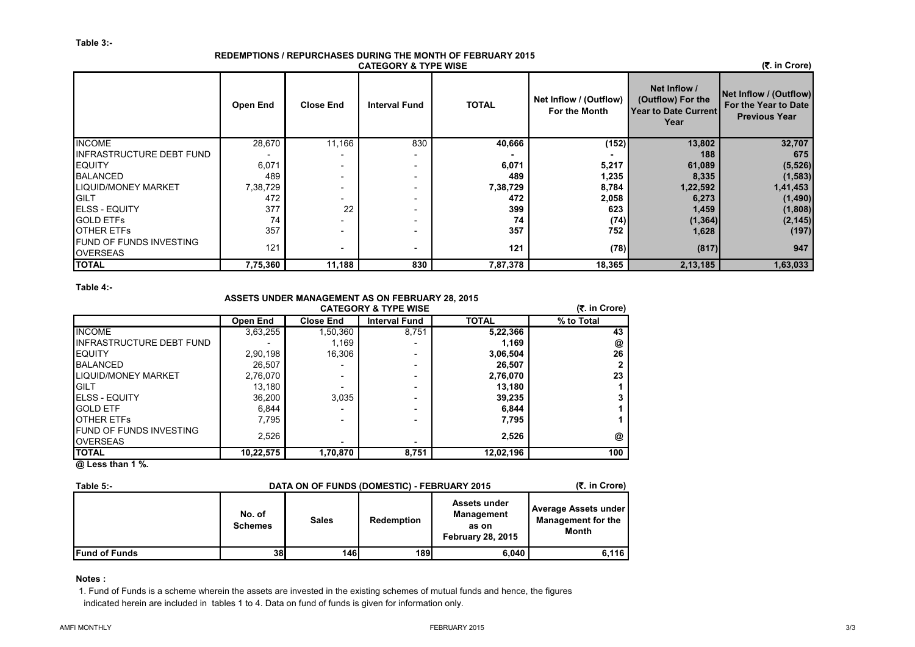**Table 3:-**

## REDEMPTIONS / REPURCHASES DURING THE MONTH OF FEBRUARY 2015
### CATEGORY & TYPE WISE

(₹. in Crore)

| | Open End | Close End | Interval Fund | TOTAL | Net Inflow / (Outflow) For the Month | Net Inflow / (Outflow) For the Year to Date Current Year | Net Inflow / (Outflow) For the Year to Date Previous Year |
|---|---|---|---|---|---|---|---|
| INCOME | 28,670 | 11,166 | 830 | **40,666** | **(152)** | **13,802** | **32,707** |
| INFRASTRUCTURE DEBT FUND | - | - | - | **-** | **-** | **188** | **675** |
| EQUITY | 6,071 | - | - | **6,071** | **5,217** | **61,089** | **(5,526)** |
| BALANCED | 489 | - | - | **489** | **1,235** | **8,335** | **(1,583)** |
| LIQUID/MONEY MARKET | 7,38,729 | - | - | **7,38,729** | **8,784** | **1,22,592** | **1,41,453** |
| GILT | 472 | - | - | **472** | **2,058** | **6,273** | **(1,490)** |
| ELSS - EQUITY | 377 | 22 | - | **399** | **623** | **1,459** | **(1,808)** |
| GOLD ETFs | 74 | - | - | **74** | **(74)** | **(1,364)** | **(2,145)** |
| OTHER ETFs | 357 | - | - | **357** | **752** | **1,628** | **(197)** |
| FUND OF FUNDS INVESTING OVERSEAS | 121 | - | - | **121** | **(78)** | **(817)** | **947** |
| **TOTAL** | **7,75,360** | **11,188** | **830** | **7,87,378** | **18,365** | **2,13,185** | **1,63,033** |

**Table 4:-**

## ASSETS UNDER MANAGEMENT AS ON FEBRUARY 28, 2015
### CATEGORY & TYPE WISE

(₹. in Crore)

| | Open End | Close End | Interval Fund | TOTAL | % to Total |
|---|---|---|---|---|---|
| INCOME | 3,63,255 | 1,50,360 | 8,751 | **5,22,366** | **43** |
| INFRASTRUCTURE DEBT FUND | - | 1,169 | - | **1,169** | **@** |
| EQUITY | 2,90,198 | 16,306 | - | **3,06,504** | **26** |
| BALANCED | 26,507 | - | - | **26,507** | **2** |
| LIQUID/MONEY MARKET | 2,76,070 | - | - | **2,76,070** | **23** |
| GILT | 13,180 | - | - | **13,180** | **1** |
| ELSS - EQUITY | 36,200 | 3,035 | - | **39,235** | **3** |
| GOLD ETF | 6,844 | - | - | **6,844** | **1** |
| OTHER ETFs | 7,795 | - | - | **7,795** | **1** |
| FUND OF FUNDS INVESTING OVERSEAS | 2,526 | - | - | **2,526** | **@** |
| **TOTAL** | **10,22,575** | **1,70,870** | **8,751** | **12,02,196** | **100** |

**@ Less than 1 %.**

**Table 5:-**

## DATA ON OF FUNDS (DOMESTIC) - FEBRUARY 2015

(₹. in Crore)

| | No. of Schemes | Sales | Redemption | Assets under Management as on February 28, 2015 | Average Assets under Management for the Month |
|---|---|---|---|---|---|
| **Fund of Funds** | **38** | **146** | **189** | **6,040** | **6,116** |

**Notes :**

1. Fund of Funds is a scheme wherein the assets are invested in the existing schemes of mutual funds and hence, the figures indicated herein are included in tables 1 to 4. Data on fund of funds is given for information only.